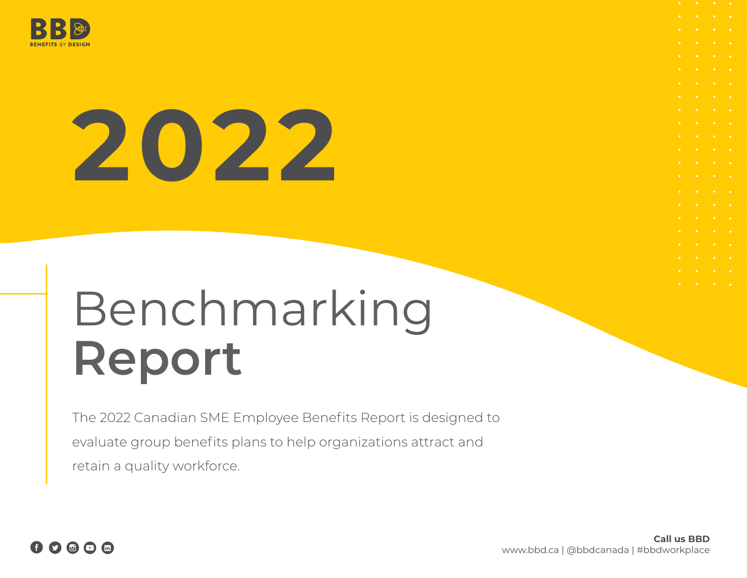BBD

BENEFITS BY DESIGN

# 2022

# Benchmarking **Report**

The 2022 Canadian SME Employee Benefits Report is designed to evaluate group benefits plans to help organizations attract and retain a quality workforce.

**Call us BBD**
www.bbd.ca | @bbdcanada | #bbdworkplace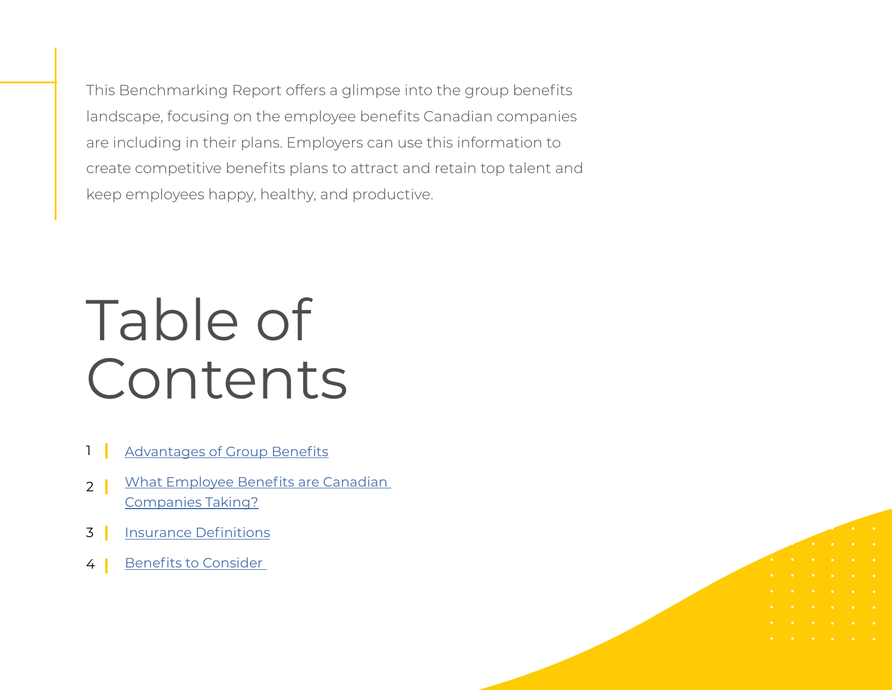This Benchmarking Report offers a glimpse into the group benefits landscape, focusing on the employee benefits Canadian companies are including in their plans. Employers can use this information to create competitive benefits plans to attract and retain top talent and keep employees happy, healthy, and productive.

# Table of Contents

1. Advantages of Group Benefits
2. What Employee Benefits are Canadian Companies Taking?
3. Insurance Definitions
4. Benefits to Consider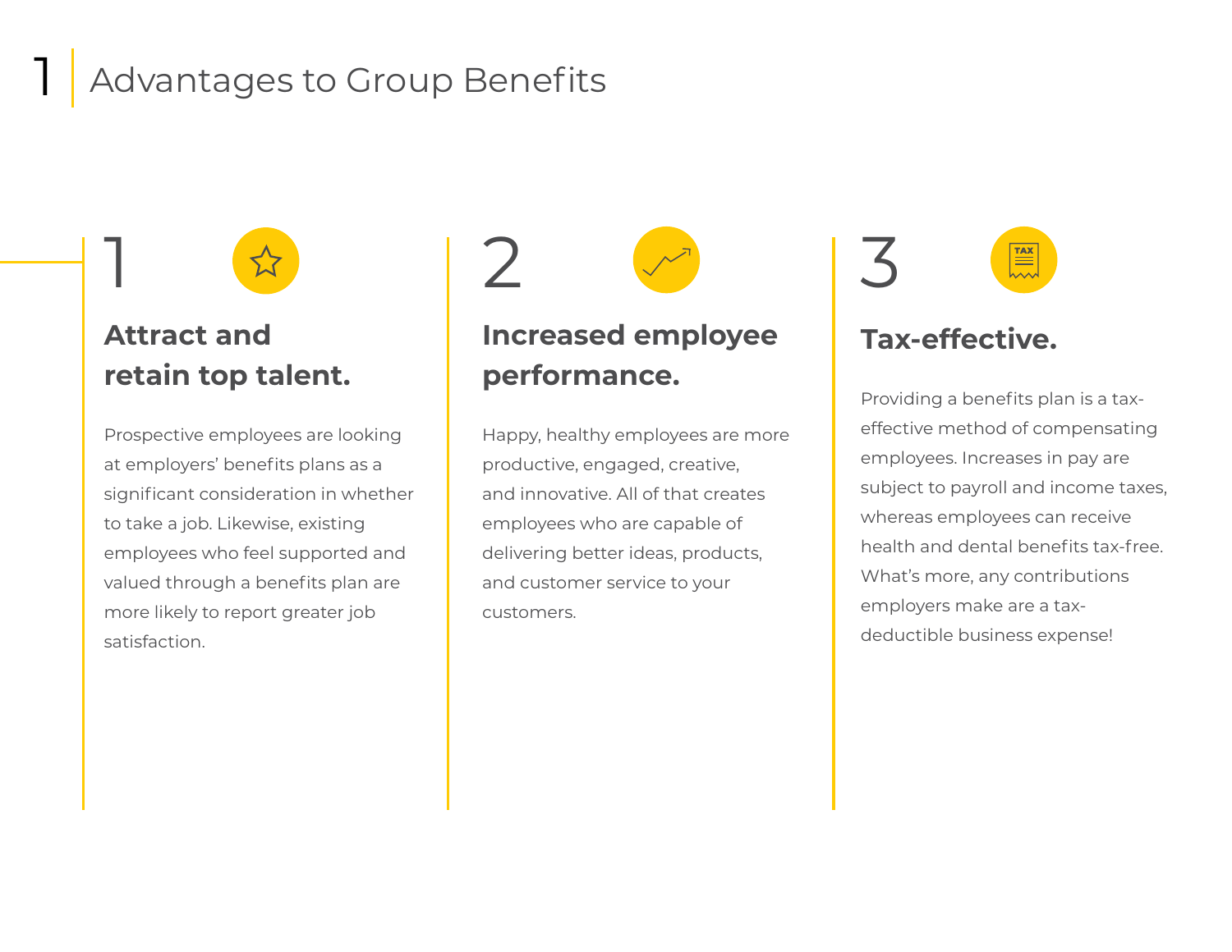# 1 Advantages to Group Benefits

## 1

### Attract and retain top talent.

Prospective employees are looking at employers' benefits plans as a significant consideration in whether to take a job. Likewise, existing employees who feel supported and valued through a benefits plan are more likely to report greater job satisfaction.

## 2

### Increased employee performance.

Happy, healthy employees are more productive, engaged, creative, and innovative. All of that creates employees who are capable of delivering better ideas, products, and customer service to your customers.

## 3

### Tax-effective.

Providing a benefits plan is a tax-effective method of compensating employees. Increases in pay are subject to payroll and income taxes, whereas employees can receive health and dental benefits tax-free. What's more, any contributions employers make are a tax-deductible business expense!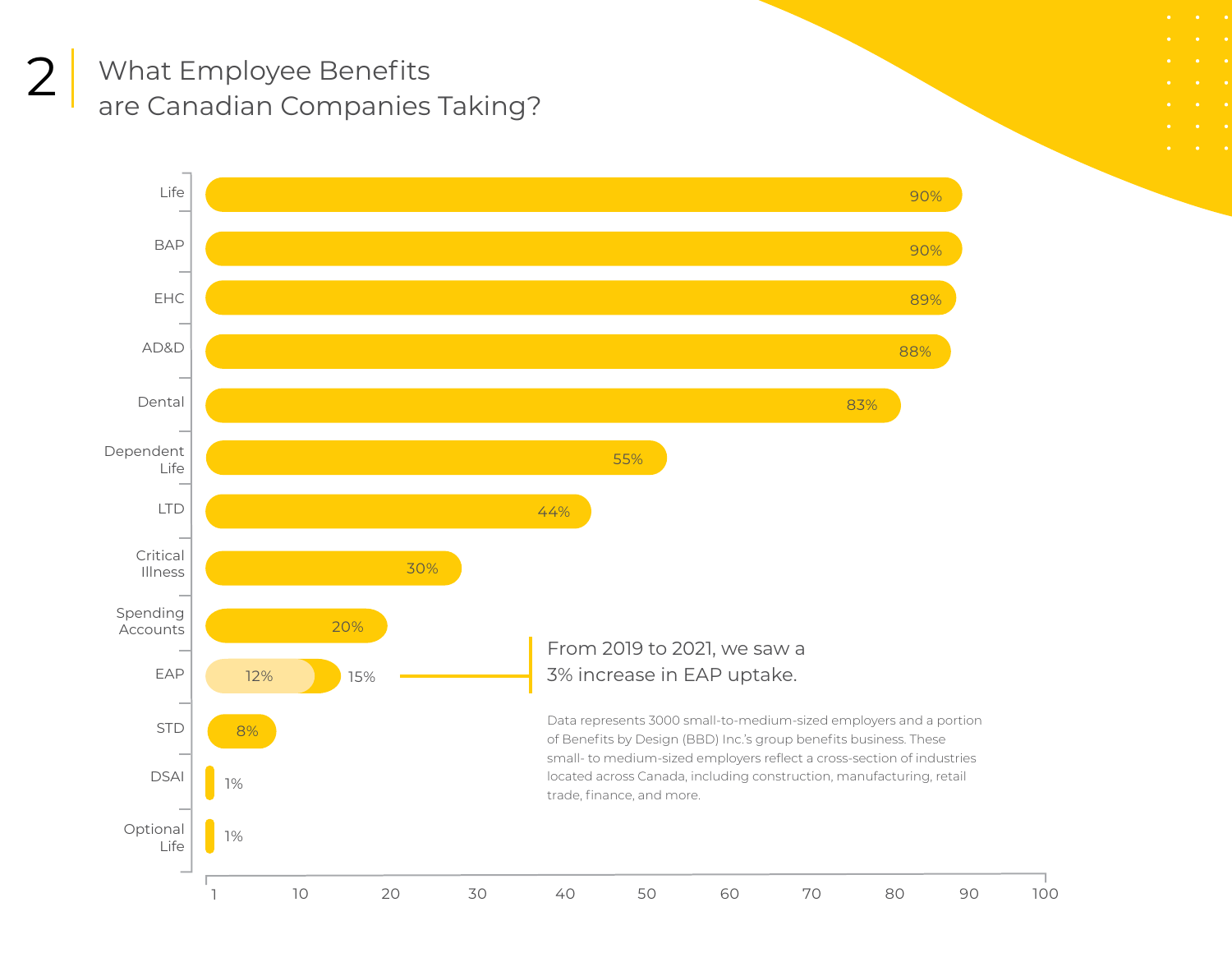## 2 What Employee Benefits are Canadian Companies Taking?

| Benefit | Percentage |
| --- | --- |
| Life | 90% |
| BAP | 90% |
| EHC | 89% |
| AD&D | 88% |
| Dental | 83% |
| Dependent Life | 55% |
| LTD | 44% |
| Critical Illness | 30% |
| Spending Accounts | 20% |
| EAP | 12% / 15% |
| STD | 8% |
| DSAI | 1% |
| Optional Life | 1% |

From 2019 to 2021, we saw a 3% increase in EAP uptake.

Data represents 3000 small-to-medium-sized employers and a portion of Benefits by Design (BBD) Inc.'s group benefits business. These small- to medium-sized employers reflect a cross-section of industries located across Canada, including construction, manufacturing, retail trade, finance, and more.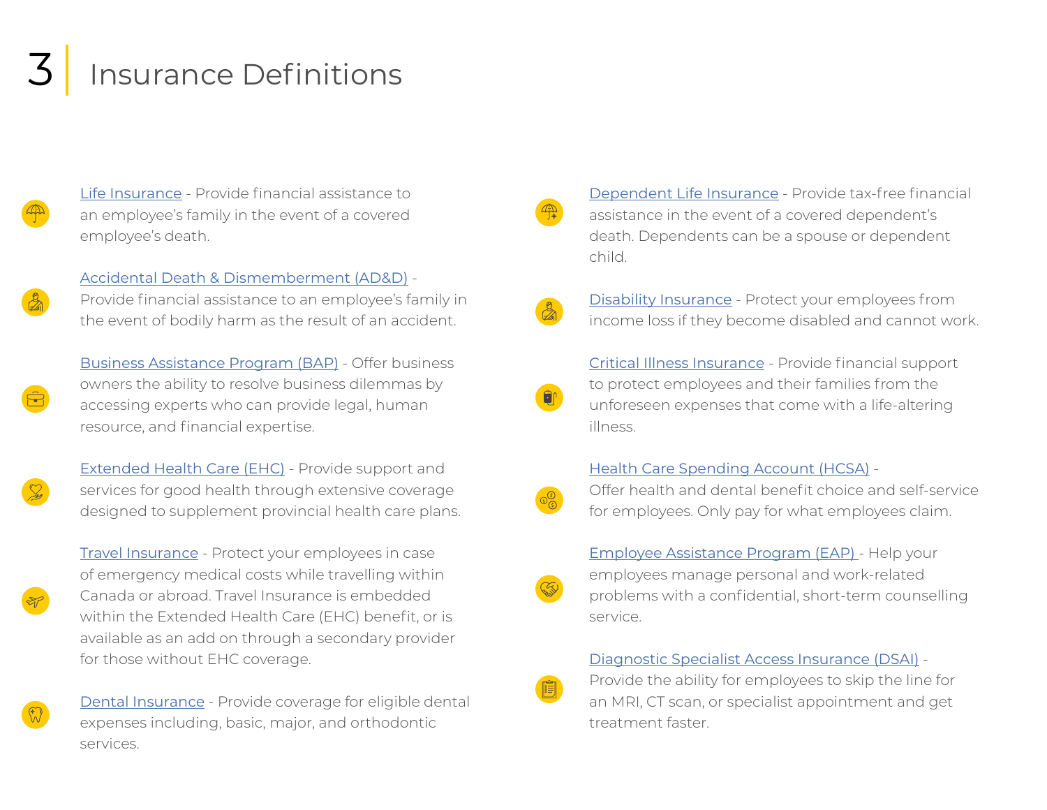# 3 Insurance Definitions

Life Insurance - Provide financial assistance to an employee's family in the event of a covered employee's death.

Accidental Death & Dismemberment (AD&D) - Provide financial assistance to an employee's family in the event of bodily harm as the result of an accident.

Business Assistance Program (BAP) - Offer business owners the ability to resolve business dilemmas by accessing experts who can provide legal, human resource, and financial expertise.

Extended Health Care (EHC) - Provide support and services for good health through extensive coverage designed to supplement provincial health care plans.

Travel Insurance - Protect your employees in case of emergency medical costs while travelling within Canada or abroad. Travel Insurance is embedded within the Extended Health Care (EHC) benefit, or is available as an add on through a secondary provider for those without EHC coverage.

Dental Insurance - Provide coverage for eligible dental expenses including, basic, major, and orthodontic services.

Dependent Life Insurance - Provide tax-free financial assistance in the event of a covered dependent's death. Dependents can be a spouse or dependent child.

Disability Insurance - Protect your employees from income loss if they become disabled and cannot work.

Critical Illness Insurance - Provide financial support to protect employees and their families from the unforeseen expenses that come with a life-altering illness.

Health Care Spending Account (HCSA) - Offer health and dental benefit choice and self-service for employees. Only pay for what employees claim.

Employee Assistance Program (EAP) - Help your employees manage personal and work-related problems with a confidential, short-term counselling service.

Diagnostic Specialist Access Insurance (DSAI) - Provide the ability for employees to skip the line for an MRI, CT scan, or specialist appointment and get treatment faster.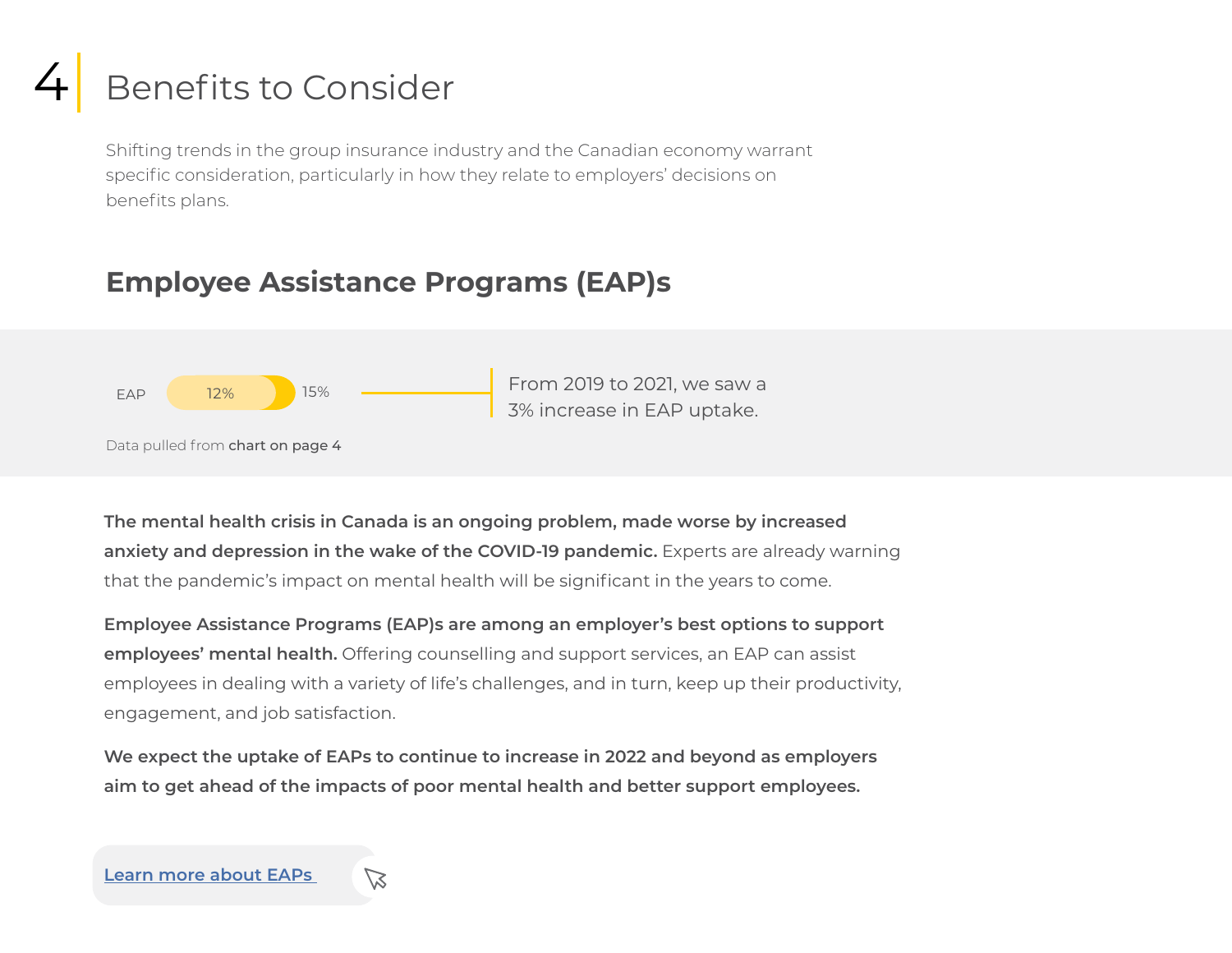# 4 Benefits to Consider

Shifting trends in the group insurance industry and the Canadian economy warrant specific consideration, particularly in how they relate to employers' decisions on benefits plans.

## Employee Assistance Programs (EAP)s

EAP 12% 15%

From 2019 to 2021, we saw a 3% increase in EAP uptake.

Data pulled from **chart on page 4**

**The mental health crisis in Canada is an ongoing problem, made worse by increased anxiety and depression in the wake of the COVID-19 pandemic.** Experts are already warning that the pandemic's impact on mental health will be significant in the years to come.

**Employee Assistance Programs (EAP)s are among an employer's best options to support employees' mental health.** Offering counselling and support services, an EAP can assist employees in dealing with a variety of life's challenges, and in turn, keep up their productivity, engagement, and job satisfaction.

**We expect the uptake of EAPs to continue to increase in 2022 and beyond as employers aim to get ahead of the impacts of poor mental health and better support employees.**

Learn more about EAPs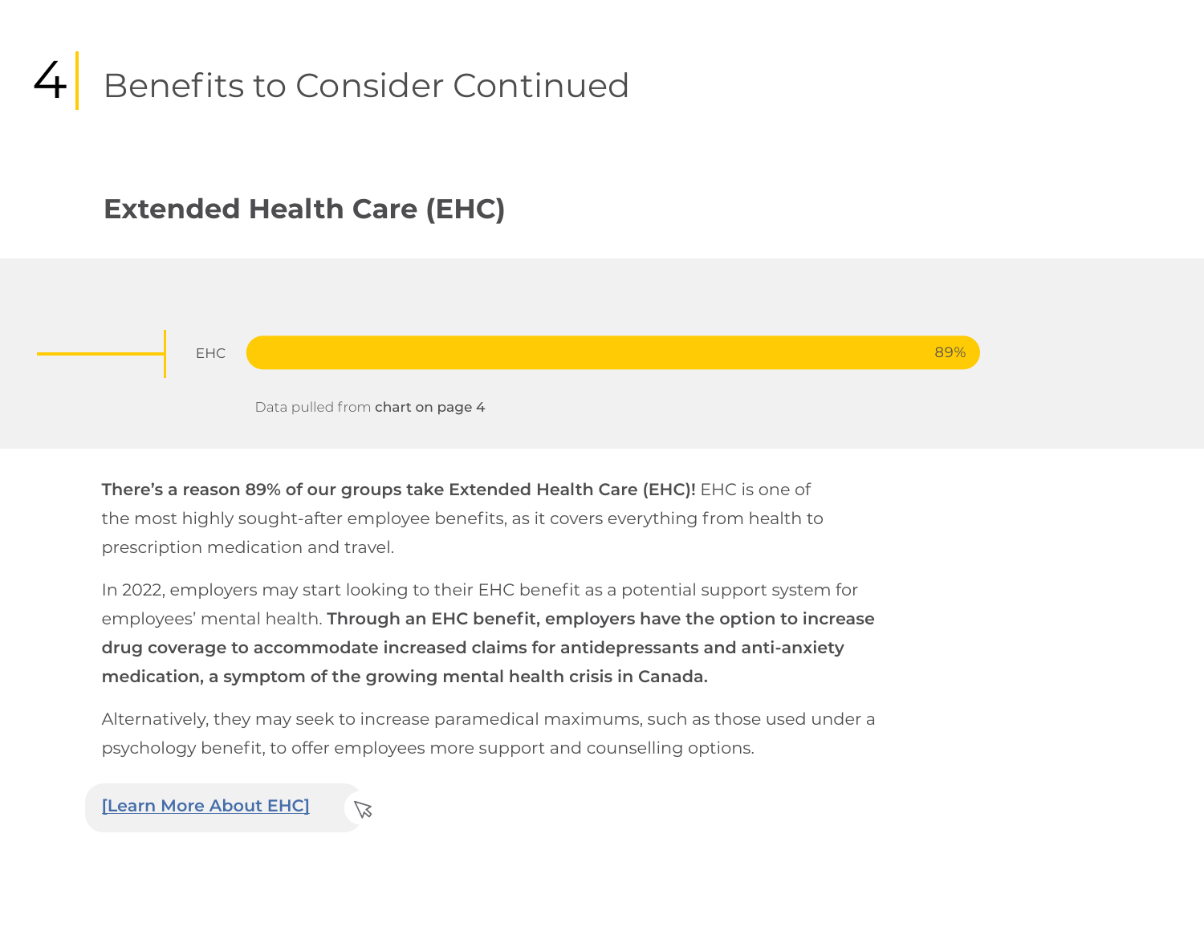# 4 Benefits to Consider Continued

## Extended Health Care (EHC)

| | |
|---|---|
| EHC | 89% |

Data pulled from **chart on page 4**

**There's a reason 89% of our groups take Extended Health Care (EHC)!** EHC is one of the most highly sought-after employee benefits, as it covers everything from health to prescription medication and travel.

In 2022, employers may start looking to their EHC benefit as a potential support system for employees' mental health. **Through an EHC benefit, employers have the option to increase drug coverage to accommodate increased claims for antidepressants and anti-anxiety medication, a symptom of the growing mental health crisis in Canada.**

Alternatively, they may seek to increase paramedical maximums, such as those used under a psychology benefit, to offer employees more support and counselling options.

[Learn More About EHC]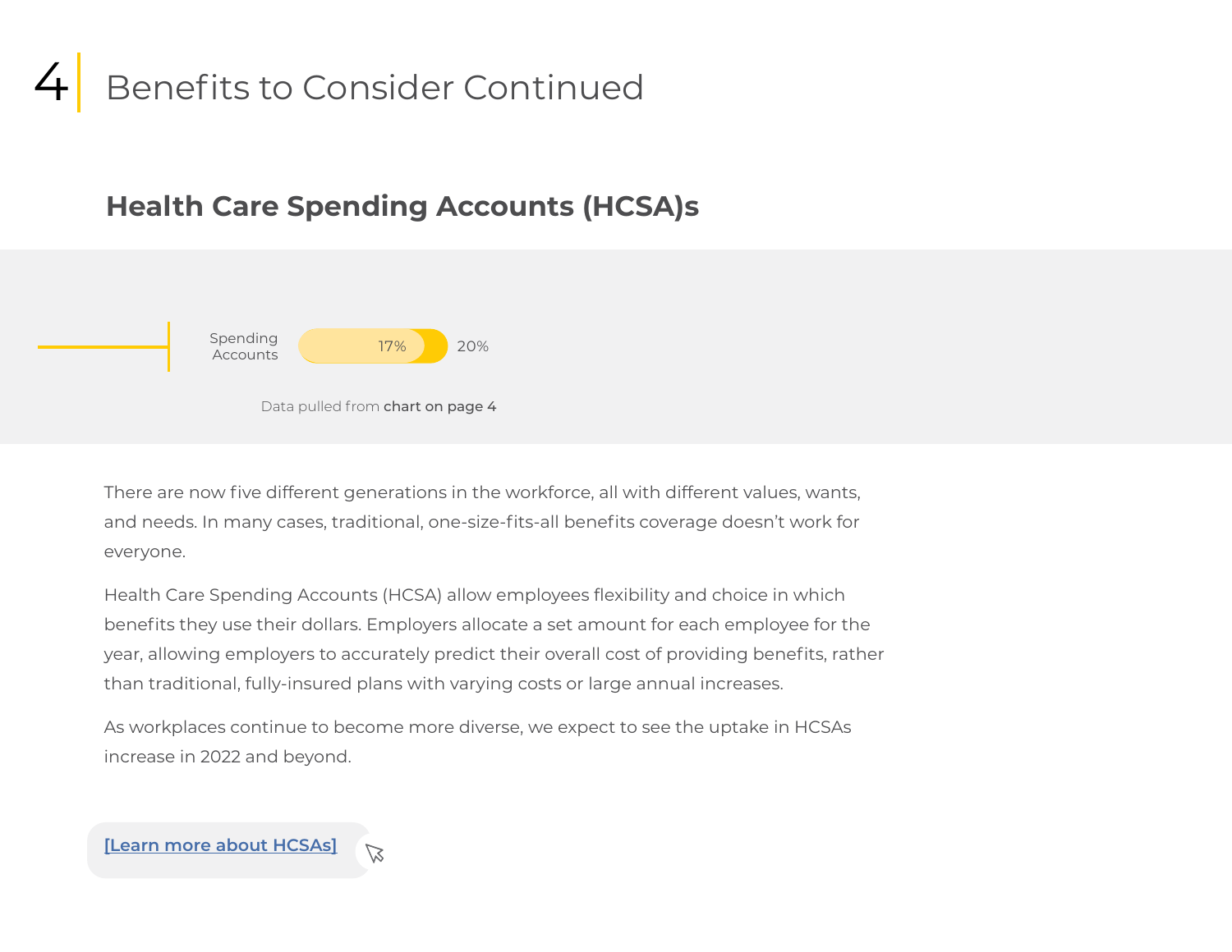# 4 Benefits to Consider Continued

## Health Care Spending Accounts (HCSA)s

Spending Accounts 17% 20%

Data pulled from **chart on page 4**

There are now five different generations in the workforce, all with different values, wants, and needs. In many cases, traditional, one-size-fits-all benefits coverage doesn't work for everyone.

Health Care Spending Accounts (HCSA) allow employees flexibility and choice in which benefits they use their dollars. Employers allocate a set amount for each employee for the year, allowing employers to accurately predict their overall cost of providing benefits, rather than traditional, fully-insured plans with varying costs or large annual increases.

As workplaces continue to become more diverse, we expect to see the uptake in HCSAs increase in 2022 and beyond.

[Learn more about HCSAs]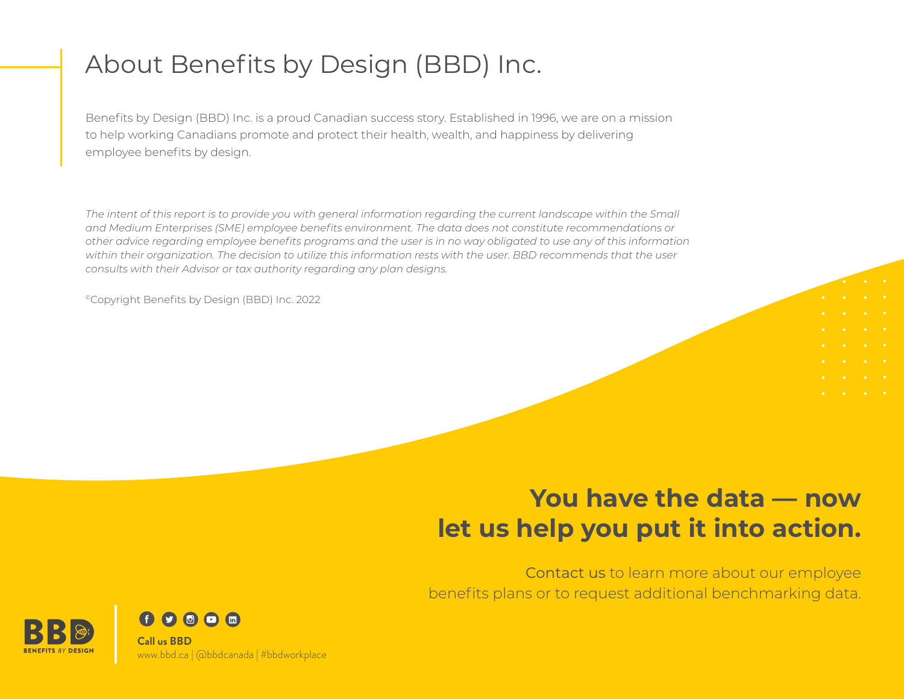# About Benefits by Design (BBD) Inc.

Benefits by Design (BBD) Inc. is a proud Canadian success story. Established in 1996, we are on a mission to help working Canadians promote and protect their health, wealth, and happiness by delivering employee benefits by design.

*The intent of this report is to provide you with general information regarding the current landscape within the Small and Medium Enterprises (SME) employee benefits environment. The data does not constitute recommendations or other advice regarding employee benefits programs and the user is in no way obligated to use any of this information within their organization. The decision to utilize this information rests with the user. BBD recommends that the user consults with their Advisor or tax authority regarding any plan designs.*

©Copyright Benefits by Design (BBD) Inc. 2022

## You have the data — now let us help you put it into action.

Contact us to learn more about our employee benefits plans or to request additional benchmarking data.

BBD BENEFITS BY DESIGN

**Call us BBD**

www.bbd.ca | @bbdcanada | #bbdworkplace